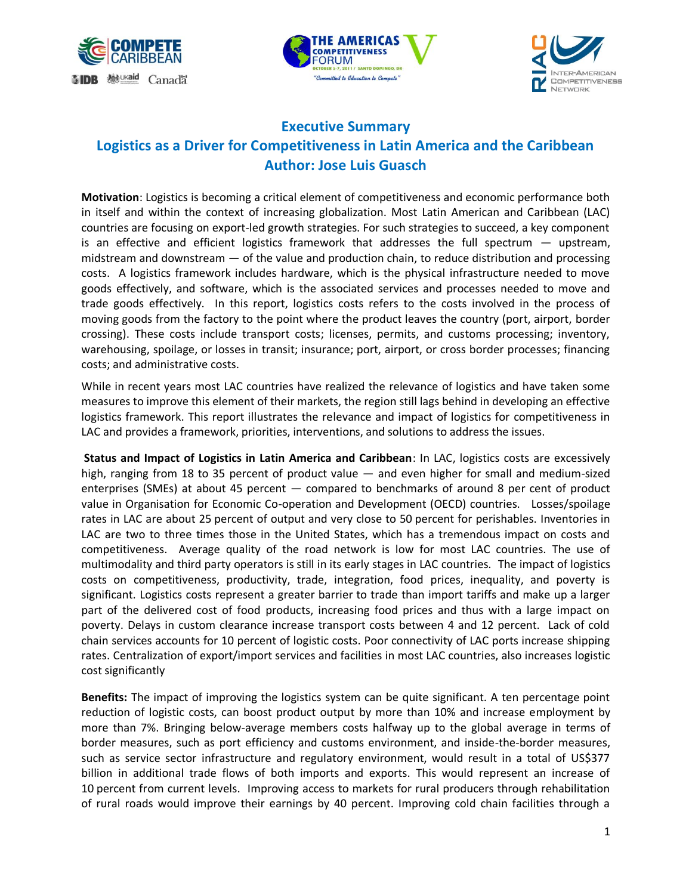## Executive Summary

## Logistics as a Driver for Competitiveness in Latin America and the Caribbean

## Author: Jose Luis Guasch

**Motivation**: Logistics is becoming a critical element of competitiveness and economic performance both in itself and within the context of increasing globalization. Most Latin American and Caribbean (LAC) countries are focusing on export-led growth strategies. For such strategies to succeed, a key component is an effective and efficient logistics framework that addresses the full spectrum — upstream, midstream and downstream — of the value and production chain, to reduce distribution and processing costs. A logistics framework includes hardware, which is the physical infrastructure needed to move goods effectively, and software, which is the associated services and processes needed to move and trade goods effectively. In this report, logistics costs refers to the costs involved in the process of moving goods from the factory to the point where the product leaves the country (port, airport, border crossing). These costs include transport costs; licenses, permits, and customs processing; inventory, warehousing, spoilage, or losses in transit; insurance; port, airport, or cross border processes; financing costs; and administrative costs.

While in recent years most LAC countries have realized the relevance of logistics and have taken some measures to improve this element of their markets, the region still lags behind in developing an effective logistics framework. This report illustrates the relevance and impact of logistics for competitiveness in LAC and provides a framework, priorities, interventions, and solutions to address the issues.

**Status and Impact of Logistics in Latin America and Caribbean**: In LAC, logistics costs are excessively high, ranging from 18 to 35 percent of product value — and even higher for small and medium-sized enterprises (SMEs) at about 45 percent — compared to benchmarks of around 8 per cent of product value in Organisation for Economic Co-operation and Development (OECD) countries. Losses/spoilage rates in LAC are about 25 percent of output and very close to 50 percent for perishables. Inventories in LAC are two to three times those in the United States, which has a tremendous impact on costs and competitiveness. Average quality of the road network is low for most LAC countries. The use of multimodality and third party operators is still in its early stages in LAC countries. The impact of logistics costs on competitiveness, productivity, trade, integration, food prices, inequality, and poverty is significant. Logistics costs represent a greater barrier to trade than import tariffs and make up a larger part of the delivered cost of food products, increasing food prices and thus with a large impact on poverty. Delays in custom clearance increase transport costs between 4 and 12 percent. Lack of cold chain services accounts for 10 percent of logistic costs. Poor connectivity of LAC ports increase shipping rates. Centralization of export/import services and facilities in most LAC countries, also increases logistic cost significantly

**Benefits:** The impact of improving the logistics system can be quite significant. A ten percentage point reduction of logistic costs, can boost product output by more than 10% and increase employment by more than 7%. Bringing below-average members costs halfway up to the global average in terms of border measures, such as port efficiency and customs environment, and inside-the-border measures, such as service sector infrastructure and regulatory environment, would result in a total of US$377 billion in additional trade flows of both imports and exports. This would represent an increase of 10 percent from current levels. Improving access to markets for rural producers through rehabilitation of rural roads would improve their earnings by 40 percent. Improving cold chain facilities through a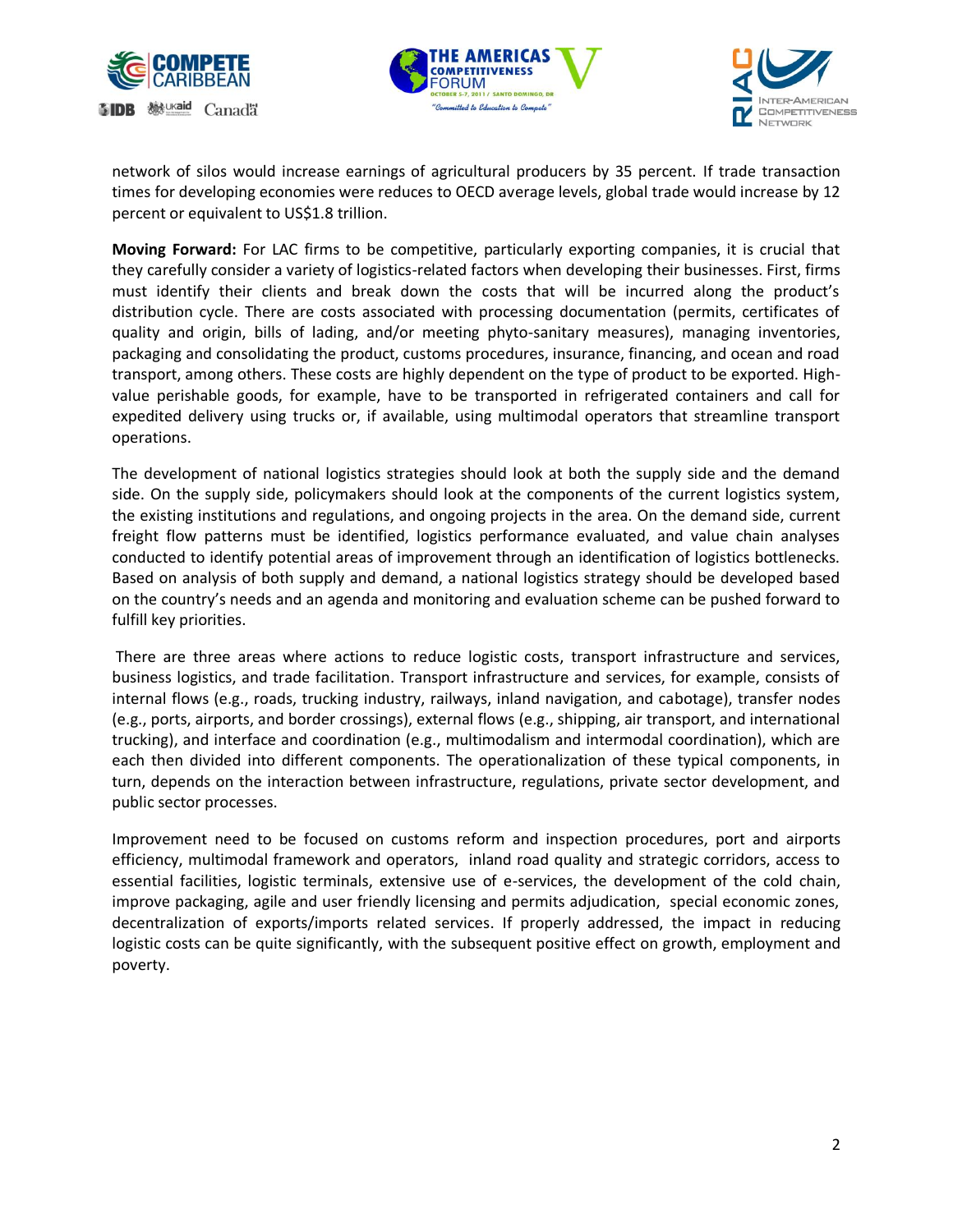network of silos would increase earnings of agricultural producers by 35 percent. If trade transaction times for developing economies were reduces to OECD average levels, global trade would increase by 12 percent or equivalent to US$1.8 trillion.

**Moving Forward:** For LAC firms to be competitive, particularly exporting companies, it is crucial that they carefully consider a variety of logistics-related factors when developing their businesses. First, firms must identify their clients and break down the costs that will be incurred along the product's distribution cycle. There are costs associated with processing documentation (permits, certificates of quality and origin, bills of lading, and/or meeting phyto-sanitary measures), managing inventories, packaging and consolidating the product, customs procedures, insurance, financing, and ocean and road transport, among others. These costs are highly dependent on the type of product to be exported. High-value perishable goods, for example, have to be transported in refrigerated containers and call for expedited delivery using trucks or, if available, using multimodal operators that streamline transport operations.

The development of national logistics strategies should look at both the supply side and the demand side. On the supply side, policymakers should look at the components of the current logistics system, the existing institutions and regulations, and ongoing projects in the area. On the demand side, current freight flow patterns must be identified, logistics performance evaluated, and value chain analyses conducted to identify potential areas of improvement through an identification of logistics bottlenecks. Based on analysis of both supply and demand, a national logistics strategy should be developed based on the country's needs and an agenda and monitoring and evaluation scheme can be pushed forward to fulfill key priorities.

There are three areas where actions to reduce logistic costs, transport infrastructure and services, business logistics, and trade facilitation. Transport infrastructure and services, for example, consists of internal flows (e.g., roads, trucking industry, railways, inland navigation, and cabotage), transfer nodes (e.g., ports, airports, and border crossings), external flows (e.g., shipping, air transport, and international trucking), and interface and coordination (e.g., multimodalism and intermodal coordination), which are each then divided into different components. The operationalization of these typical components, in turn, depends on the interaction between infrastructure, regulations, private sector development, and public sector processes.

Improvement need to be focused on customs reform and inspection procedures, port and airports efficiency, multimodal framework and operators, inland road quality and strategic corridors, access to essential facilities, logistic terminals, extensive use of e-services, the development of the cold chain, improve packaging, agile and user friendly licensing and permits adjudication, special economic zones, decentralization of exports/imports related services. If properly addressed, the impact in reducing logistic costs can be quite significantly, with the subsequent positive effect on growth, employment and poverty.